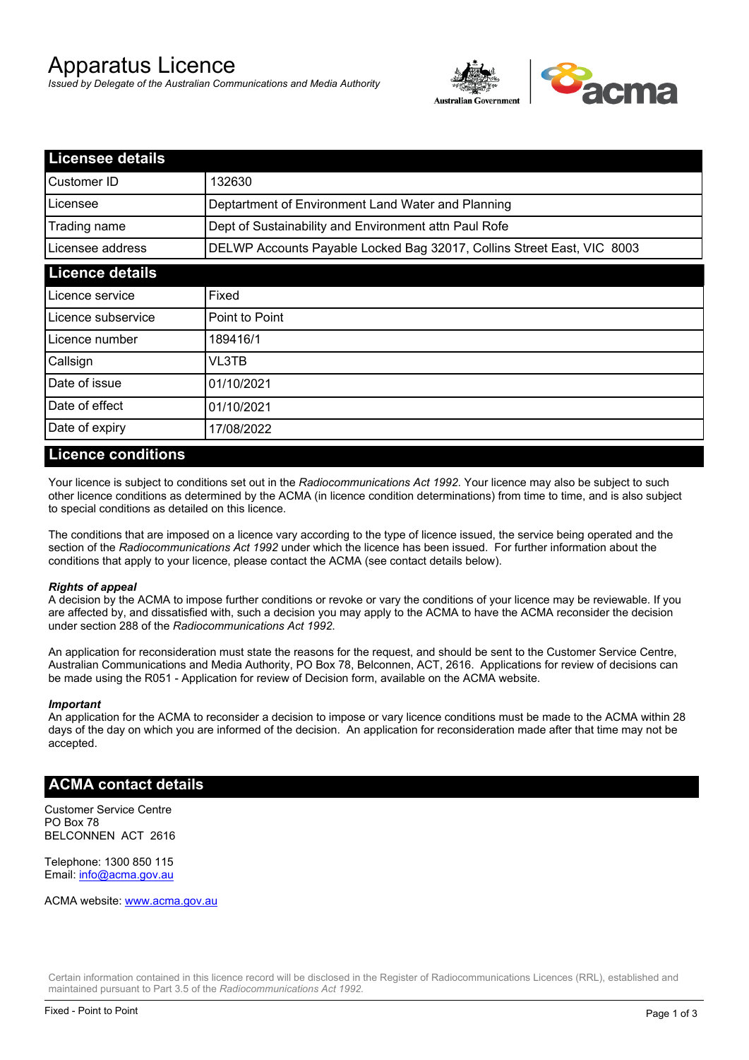# Apparatus Licence

*Issued by Delegate of the Australian Communications and Media Authority*

## Licensee details

| | |
|---|---|
| Customer ID | 132630 |
| Licensee | Deptartment of Environment Land Water and Planning |
| Trading name | Dept of Sustainability and Environment attn Paul Rofe |
| Licensee address | DELWP Accounts Payable Locked Bag 32017, Collins Street East, VIC 8003 |

## Licence details

| | |
|---|---|
| Licence service | Fixed |
| Licence subservice | Point to Point |
| Licence number | 189416/1 |
| Callsign | VL3TB |
| Date of issue | 01/10/2021 |
| Date of effect | 01/10/2021 |
| Date of expiry | 17/08/2022 |

## Licence conditions

Your licence is subject to conditions set out in the *Radiocommunications Act 1992*. Your licence may also be subject to such other licence conditions as determined by the ACMA (in licence condition determinations) from time to time, and is also subject to special conditions as detailed on this licence.

The conditions that are imposed on a licence vary according to the type of licence issued, the service being operated and the section of the *Radiocommunications Act 1992* under which the licence has been issued. For further information about the conditions that apply to your licence, please contact the ACMA (see contact details below).

***Rights of appeal***
A decision by the ACMA to impose further conditions or revoke or vary the conditions of your licence may be reviewable. If you are affected by, and dissatisfied with, such a decision you may apply to the ACMA to have the ACMA reconsider the decision under section 288 of the *Radiocommunications Act 1992*.

An application for reconsideration must state the reasons for the request, and should be sent to the Customer Service Centre, Australian Communications and Media Authority, PO Box 78, Belconnen, ACT, 2616. Applications for review of decisions can be made using the R051 - Application for review of Decision form, available on the ACMA website.

***Important***
An application for the ACMA to reconsider a decision to impose or vary licence conditions must be made to the ACMA within 28 days of the day on which you are informed of the decision. An application for reconsideration made after that time may not be accepted.

## ACMA contact details

Customer Service Centre
PO Box 78
BELCONNEN ACT 2616

Telephone: 1300 850 115
Email: info@acma.gov.au

ACMA website: www.acma.gov.au

Certain information contained in this licence record will be disclosed in the Register of Radiocommunications Licences (RRL), established and maintained pursuant to Part 3.5 of the *Radiocommunications Act 1992.*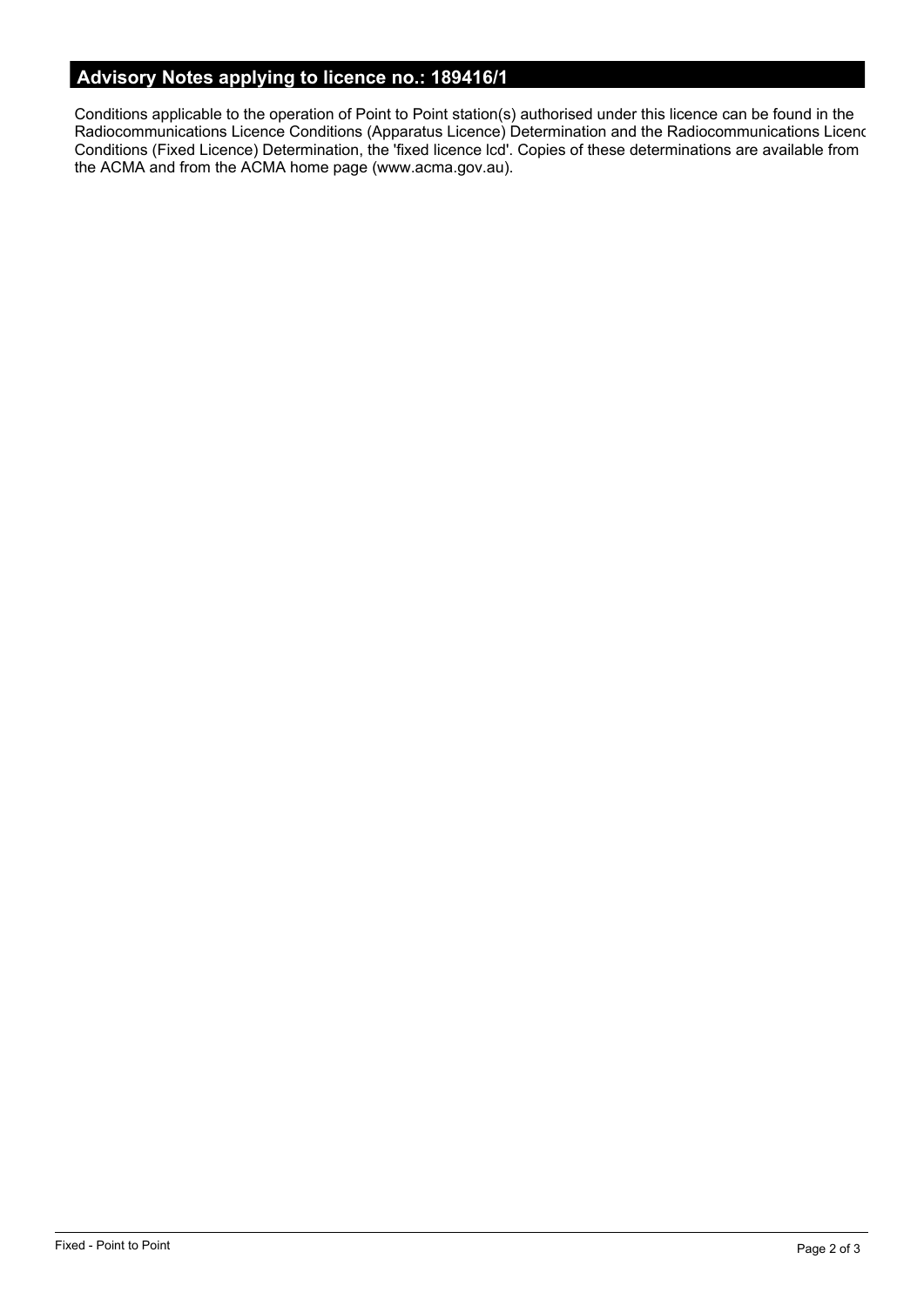## Advisory Notes applying to licence no.: 189416/1

Conditions applicable to the operation of Point to Point station(s) authorised under this licence can be found in the Radiocommunications Licence Conditions (Apparatus Licence) Determination and the Radiocommunications Licenc Conditions (Fixed Licence) Determination, the 'fixed licence lcd'. Copies of these determinations are available from the ACMA and from the ACMA home page (www.acma.gov.au).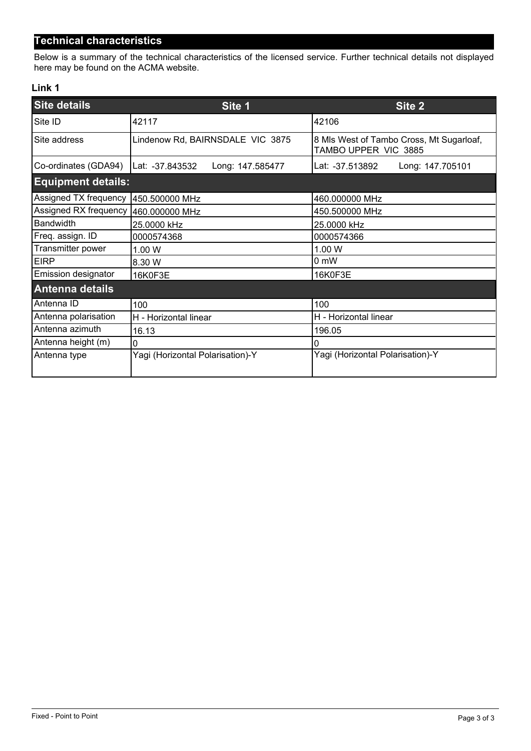## Technical characteristics

Below is a summary of the technical characteristics of the licensed service. Further technical details not displayed here may be found on the ACMA website.

### Link 1

| Site details | Site 1 | Site 2 |
|---|---|---|
| Site ID | 42117 | 42106 |
| Site address | Lindenow Rd, BAIRNSDALE VIC 3875 | 8 Mls West of Tambo Cross, Mt Sugarloaf, TAMBO UPPER VIC 3885 |
| Co-ordinates (GDA94) | Lat: -37.843532 Long: 147.585477 | Lat: -37.513892 Long: 147.705101 |
| **Equipment details:** | | |
| Assigned TX frequency | 450.500000 MHz | 460.000000 MHz |
| Assigned RX frequency | 460.000000 MHz | 450.500000 MHz |
| Bandwidth | 25.0000 kHz | 25.0000 kHz |
| Freq. assign. ID | 0000574368 | 0000574366 |
| Transmitter power | 1.00 W | 1.00 W |
| EIRP | 8.30 W | 0 mW |
| Emission designator | 16K0F3E | 16K0F3E |
| **Antenna details** | | |
| Antenna ID | 100 | 100 |
| Antenna polarisation | H - Horizontal linear | H - Horizontal linear |
| Antenna azimuth | 16.13 | 196.05 |
| Antenna height (m) | 0 | 0 |
| Antenna type | Yagi (Horizontal Polarisation)-Y | Yagi (Horizontal Polarisation)-Y |

Fixed - Point to Point